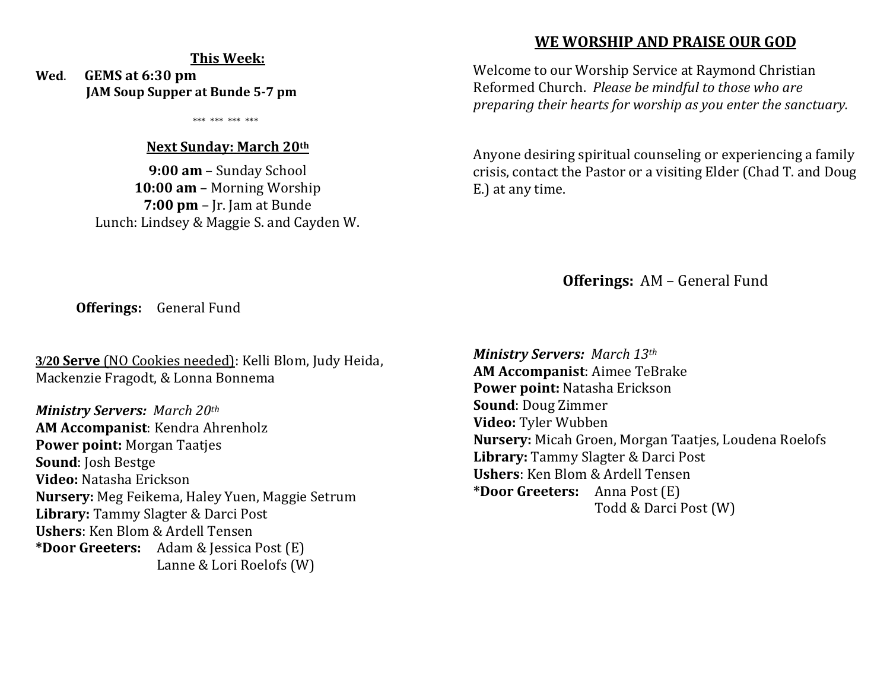**This Week:**

**Wed**. **GEMS at 6:30 pm**
**JAM Soup Supper at Bunde 5-7 pm**

\*\*\* \*\*\* \*\*\* \*\*\*

**Next Sunday: March 20th**

**9:00 am** – Sunday School
**10:00 am** – Morning Worship
**7:00 pm** – Jr. Jam at Bunde
Lunch: Lindsey & Maggie S. and Cayden W.

**Offerings:** General Fund

**3/20 Serve** (NO Cookies needed): Kelli Blom, Judy Heida, Mackenzie Fragodt, & Lonna Bonnema

***Ministry Servers:** March 20th*
**AM Accompanist**: Kendra Ahrenholz
**Power point:** Morgan Taatjes
**Sound**: Josh Bestge
**Video:** Natasha Erickson
**Nursery:** Meg Feikema, Haley Yuen, Maggie Setrum
**Library:** Tammy Slagter & Darci Post
**Ushers**: Ken Blom & Ardell Tensen
**\*Door Greeters:** Adam & Jessica Post (E)
Lanne & Lori Roelofs (W)

## WE WORSHIP AND PRAISE OUR GOD

Welcome to our Worship Service at Raymond Christian Reformed Church. *Please be mindful to those who are preparing their hearts for worship as you enter the sanctuary.*

Anyone desiring spiritual counseling or experiencing a family crisis, contact the Pastor or a visiting Elder (Chad T. and Doug E.) at any time.

**Offerings:** AM – General Fund

***Ministry Servers:** March 13th*
**AM Accompanist**: Aimee TeBrake
**Power point:** Natasha Erickson
**Sound**: Doug Zimmer
**Video:** Tyler Wubben
**Nursery:** Micah Groen, Morgan Taatjes, Loudena Roelofs
**Library:** Tammy Slagter & Darci Post
**Ushers**: Ken Blom & Ardell Tensen
**\*Door Greeters:** Anna Post (E)
Todd & Darci Post (W)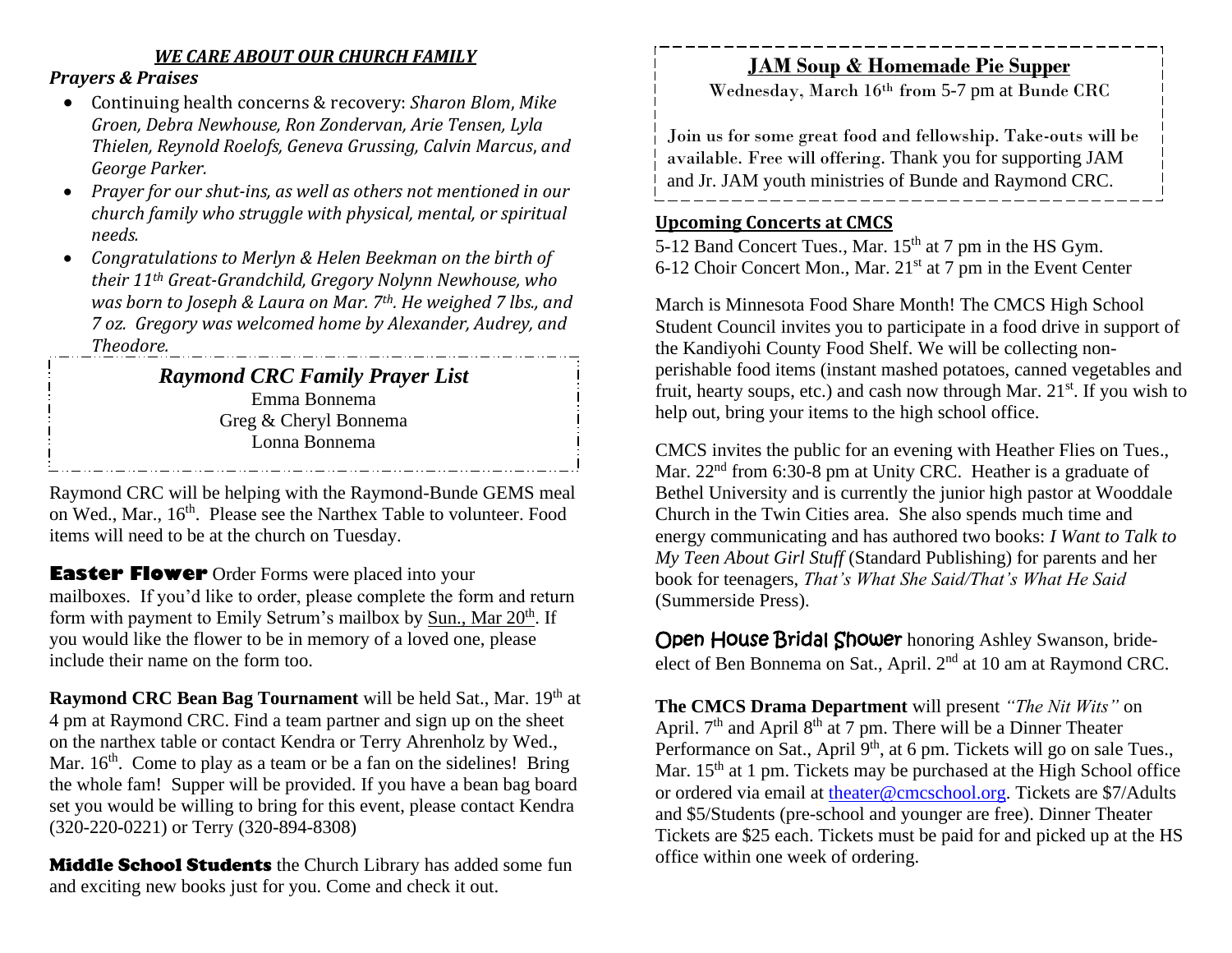***WE CARE ABOUT OUR CHURCH FAMILY***

***Prayers & Praises***

- Continuing health concerns & recovery: *Sharon Blom, Mike Groen, Debra Newhouse, Ron Zondervan, Arie Tensen, Lyla Thielen, Reynold Roelofs, Geneva Grussing, Calvin Marcus, and George Parker.*
- *Prayer for our shut-ins, as well as others not mentioned in our church family who struggle with physical, mental, or spiritual needs.*
- *Congratulations to Merlyn & Helen Beekman on the birth of their 11th Great-Grandchild, Gregory Nolynn Newhouse, who was born to Joseph & Laura on Mar. 7th. He weighed 7 lbs., and 7 oz. Gregory was welcomed home by Alexander, Audrey, and Theodore.*

***Raymond CRC Family Prayer List***

Emma Bonnema
Greg & Cheryl Bonnema
Lonna Bonnema

Raymond CRC will be helping with the Raymond-Bunde GEMS meal on Wed., Mar., 16th. Please see the Narthex Table to volunteer. Food items will need to be at the church on Tuesday.

**Easter Flower** Order Forms were placed into your mailboxes. If you'd like to order, please complete the form and return form with payment to Emily Setrum's mailbox by Sun., Mar 20th. If you would like the flower to be in memory of a loved one, please include their name on the form too.

**Raymond CRC Bean Bag Tournament** will be held Sat., Mar. 19th at 4 pm at Raymond CRC. Find a team partner and sign up on the sheet on the narthex table or contact Kendra or Terry Ahrenholz by Wed., Mar. 16th. Come to play as a team or be a fan on the sidelines! Bring the whole fam! Supper will be provided. If you have a bean bag board set you would be willing to bring for this event, please contact Kendra (320-220-0221) or Terry (320-894-8308)

**Middle School Students** the Church Library has added some fun and exciting new books just for you. Come and check it out.

**JAM Soup & Homemade Pie Supper**

Wednesday, March 16th from 5-7 pm at Bunde CRC

Join us for some great food and fellowship. Take-outs will be available. Free will offering. Thank you for supporting JAM and Jr. JAM youth ministries of Bunde and Raymond CRC.

**Upcoming Concerts at CMCS**

5-12 Band Concert Tues., Mar. 15th at 7 pm in the HS Gym.
6-12 Choir Concert Mon., Mar. 21st at 7 pm in the Event Center

March is Minnesota Food Share Month! The CMCS High School Student Council invites you to participate in a food drive in support of the Kandiyohi County Food Shelf. We will be collecting non-perishable food items (instant mashed potatoes, canned vegetables and fruit, hearty soups, etc.) and cash now through Mar. 21st. If you wish to help out, bring your items to the high school office.

CMCS invites the public for an evening with Heather Flies on Tues., Mar. 22nd from 6:30-8 pm at Unity CRC. Heather is a graduate of Bethel University and is currently the junior high pastor at Wooddale Church in the Twin Cities area. She also spends much time and energy communicating and has authored two books: *I Want to Talk to My Teen About Girl Stuff* (Standard Publishing) for parents and her book for teenagers, *That's What She Said/That's What He Said* (Summerside Press).

**Open House Bridal Shower** honoring Ashley Swanson, bride-elect of Ben Bonnema on Sat., April. 2nd at 10 am at Raymond CRC.

**The CMCS Drama Department** will present *"The Nit Wits"* on April. 7th and April 8th at 7 pm. There will be a Dinner Theater Performance on Sat., April 9th, at 6 pm. Tickets will go on sale Tues., Mar. 15th at 1 pm. Tickets may be purchased at the High School office or ordered via email at theater@cmcschool.org. Tickets are $7/Adults and $5/Students (pre-school and younger are free). Dinner Theater Tickets are $25 each. Tickets must be paid for and picked up at the HS office within one week of ordering.